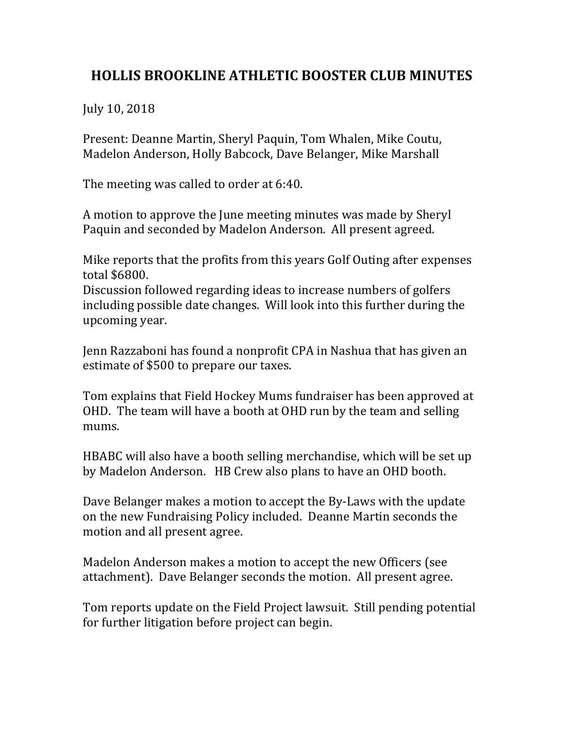# HOLLIS BROOKLINE ATHLETIC BOOSTER CLUB MINUTES

July 10, 2018

Present: Deanne Martin, Sheryl Paquin, Tom Whalen, Mike Coutu, Madelon Anderson, Holly Babcock, Dave Belanger, Mike Marshall

The meeting was called to order at 6:40.

A motion to approve the June meeting minutes was made by Sheryl Paquin and seconded by Madelon Anderson. All present agreed.

Mike reports that the profits from this years Golf Outing after expenses total $6800.
Discussion followed regarding ideas to increase numbers of golfers including possible date changes. Will look into this further during the upcoming year.

Jenn Razzaboni has found a nonprofit CPA in Nashua that has given an estimate of $500 to prepare our taxes.

Tom explains that Field Hockey Mums fundraiser has been approved at OHD. The team will have a booth at OHD run by the team and selling mums.

HBABC will also have a booth selling merchandise, which will be set up by Madelon Anderson. HB Crew also plans to have an OHD booth.

Dave Belanger makes a motion to accept the By-Laws with the update on the new Fundraising Policy included. Deanne Martin seconds the motion and all present agree.

Madelon Anderson makes a motion to accept the new Officers (see attachment). Dave Belanger seconds the motion. All present agree.

Tom reports update on the Field Project lawsuit. Still pending potential for further litigation before project can begin.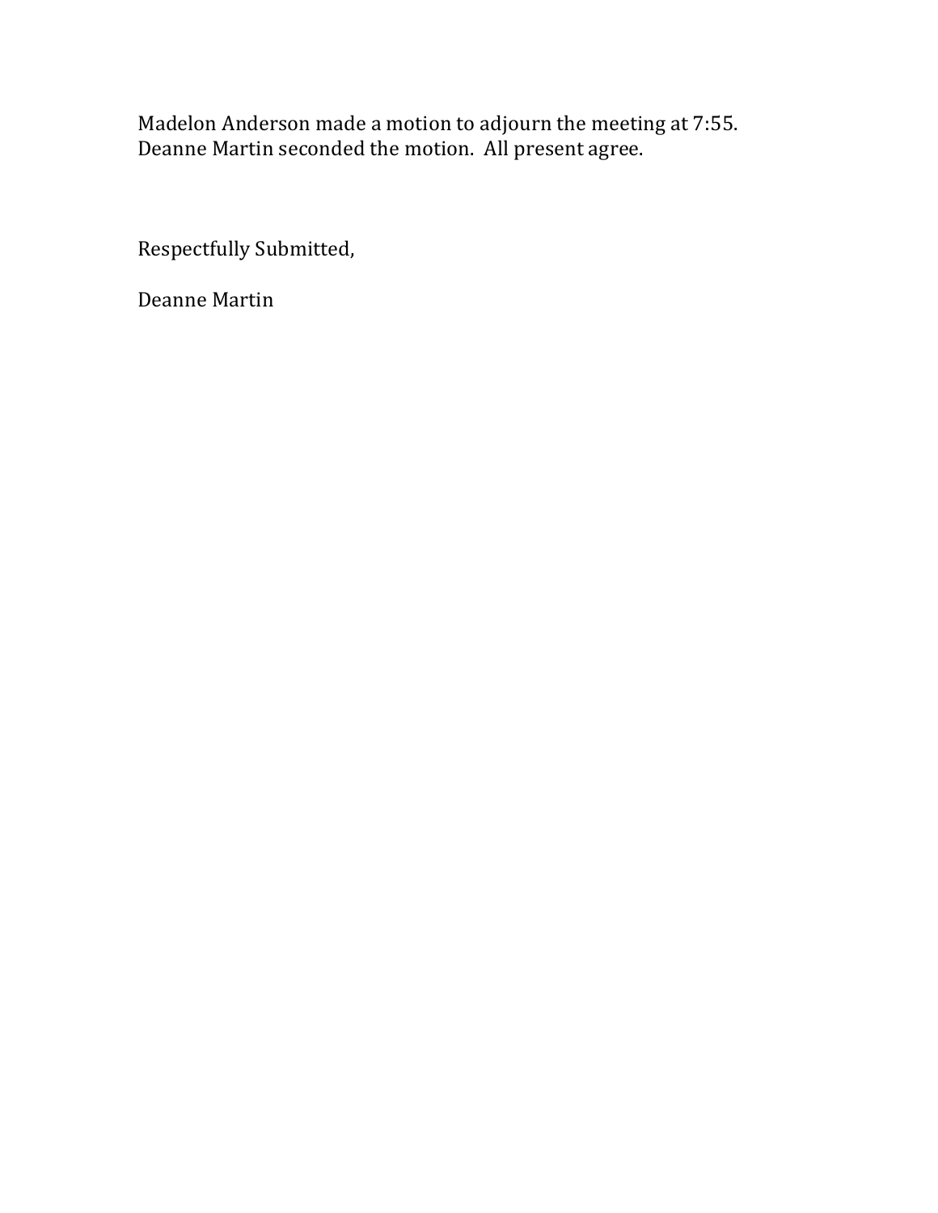Madelon Anderson made a motion to adjourn the meeting at 7:55.
Deanne Martin seconded the motion. All present agree.

Respectfully Submitted,

Deanne Martin